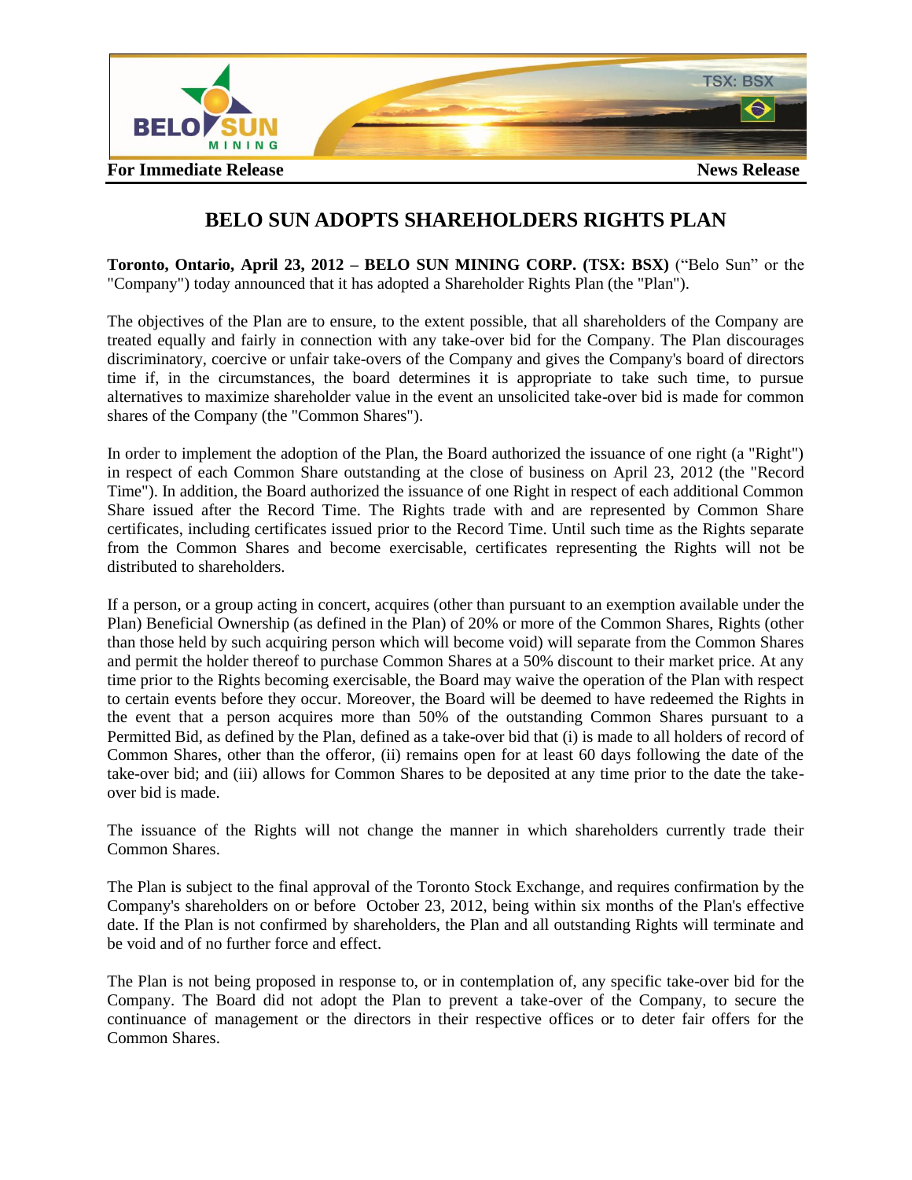For Immediate Release | News Release

# BELO SUN ADOPTS SHAREHOLDERS RIGHTS PLAN

**Toronto, Ontario, April 23, 2012 – BELO SUN MINING CORP. (TSX: BSX)** ("Belo Sun" or the "Company") today announced that it has adopted a Shareholder Rights Plan (the "Plan").

The objectives of the Plan are to ensure, to the extent possible, that all shareholders of the Company are treated equally and fairly in connection with any take-over bid for the Company. The Plan discourages discriminatory, coercive or unfair take-overs of the Company and gives the Company's board of directors time if, in the circumstances, the board determines it is appropriate to take such time, to pursue alternatives to maximize shareholder value in the event an unsolicited take-over bid is made for common shares of the Company (the "Common Shares").

In order to implement the adoption of the Plan, the Board authorized the issuance of one right (a "Right") in respect of each Common Share outstanding at the close of business on April 23, 2012 (the "Record Time"). In addition, the Board authorized the issuance of one Right in respect of each additional Common Share issued after the Record Time. The Rights trade with and are represented by Common Share certificates, including certificates issued prior to the Record Time. Until such time as the Rights separate from the Common Shares and become exercisable, certificates representing the Rights will not be distributed to shareholders.

If a person, or a group acting in concert, acquires (other than pursuant to an exemption available under the Plan) Beneficial Ownership (as defined in the Plan) of 20% or more of the Common Shares, Rights (other than those held by such acquiring person which will become void) will separate from the Common Shares and permit the holder thereof to purchase Common Shares at a 50% discount to their market price. At any time prior to the Rights becoming exercisable, the Board may waive the operation of the Plan with respect to certain events before they occur. Moreover, the Board will be deemed to have redeemed the Rights in the event that a person acquires more than 50% of the outstanding Common Shares pursuant to a Permitted Bid, as defined by the Plan, defined as a take-over bid that (i) is made to all holders of record of Common Shares, other than the offeror, (ii) remains open for at least 60 days following the date of the take-over bid; and (iii) allows for Common Shares to be deposited at any time prior to the date the take-over bid is made.

The issuance of the Rights will not change the manner in which shareholders currently trade their Common Shares.

The Plan is subject to the final approval of the Toronto Stock Exchange, and requires confirmation by the Company's shareholders on or before October 23, 2012, being within six months of the Plan's effective date. If the Plan is not confirmed by shareholders, the Plan and all outstanding Rights will terminate and be void and of no further force and effect.

The Plan is not being proposed in response to, or in contemplation of, any specific take-over bid for the Company. The Board did not adopt the Plan to prevent a take-over of the Company, to secure the continuance of management or the directors in their respective offices or to deter fair offers for the Common Shares.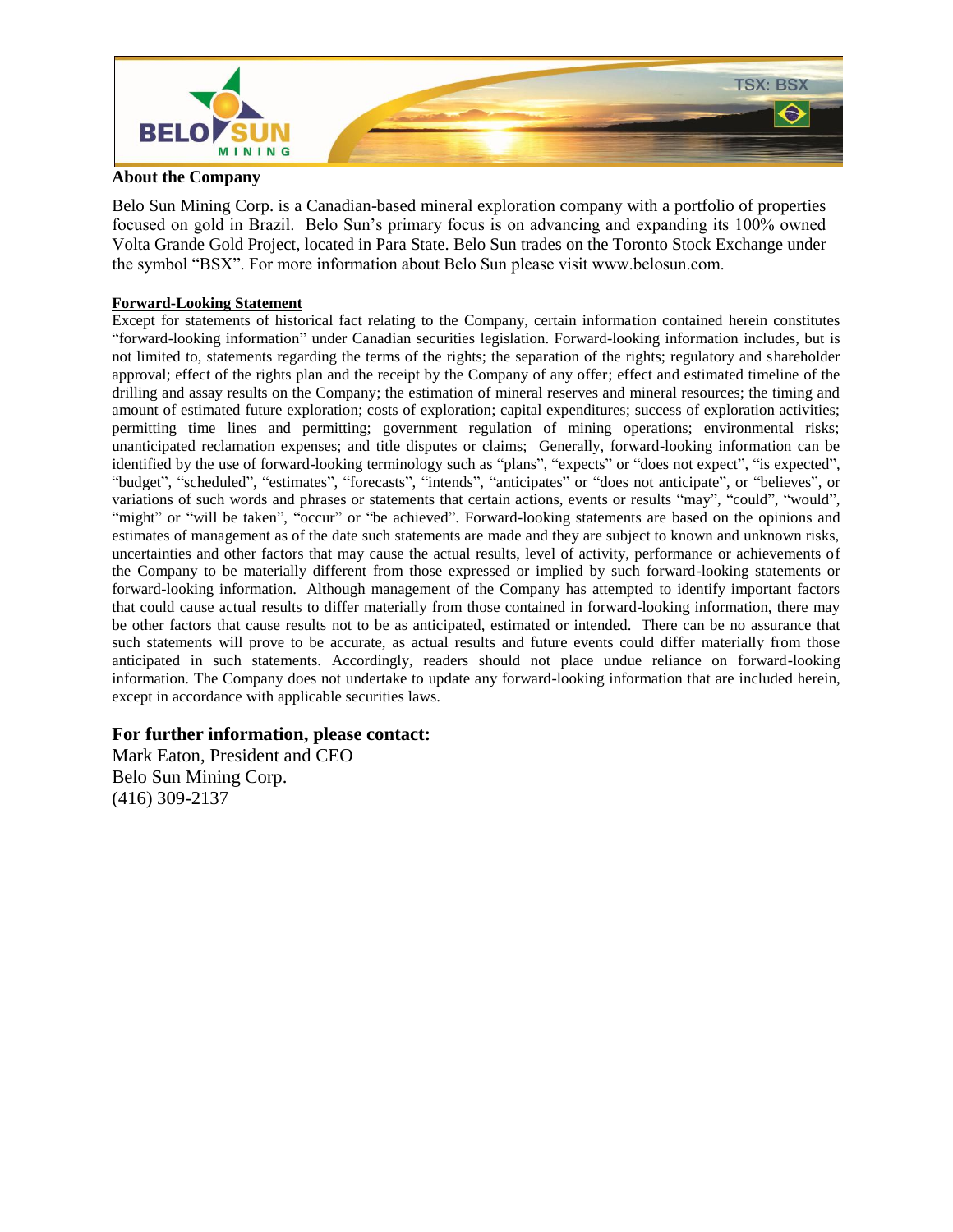**About the Company**

Belo Sun Mining Corp. is a Canadian-based mineral exploration company with a portfolio of properties focused on gold in Brazil. Belo Sun's primary focus is on advancing and expanding its 100% owned Volta Grande Gold Project, located in Para State. Belo Sun trades on the Toronto Stock Exchange under the symbol "BSX". For more information about Belo Sun please visit www.belosun.com.

**Forward-Looking Statement**

Except for statements of historical fact relating to the Company, certain information contained herein constitutes "forward-looking information" under Canadian securities legislation. Forward-looking information includes, but is not limited to, statements regarding the terms of the rights; the separation of the rights; regulatory and shareholder approval; effect of the rights plan and the receipt by the Company of any offer; effect and estimated timeline of the drilling and assay results on the Company; the estimation of mineral reserves and mineral resources; the timing and amount of estimated future exploration; costs of exploration; capital expenditures; success of exploration activities; permitting time lines and permitting; government regulation of mining operations; environmental risks; unanticipated reclamation expenses; and title disputes or claims; Generally, forward-looking information can be identified by the use of forward-looking terminology such as "plans", "expects" or "does not expect", "is expected", "budget", "scheduled", "estimates", "forecasts", "intends", "anticipates" or "does not anticipate", or "believes", or variations of such words and phrases or statements that certain actions, events or results "may", "could", "would", "might" or "will be taken", "occur" or "be achieved". Forward-looking statements are based on the opinions and estimates of management as of the date such statements are made and they are subject to known and unknown risks, uncertainties and other factors that may cause the actual results, level of activity, performance or achievements of the Company to be materially different from those expressed or implied by such forward-looking statements or forward-looking information. Although management of the Company has attempted to identify important factors that could cause actual results to differ materially from those contained in forward-looking information, there may be other factors that cause results not to be as anticipated, estimated or intended. There can be no assurance that such statements will prove to be accurate, as actual results and future events could differ materially from those anticipated in such statements. Accordingly, readers should not place undue reliance on forward-looking information. The Company does not undertake to update any forward-looking information that are included herein, except in accordance with applicable securities laws.

**For further information, please contact:**

Mark Eaton, President and CEO
Belo Sun Mining Corp.
(416) 309-2137